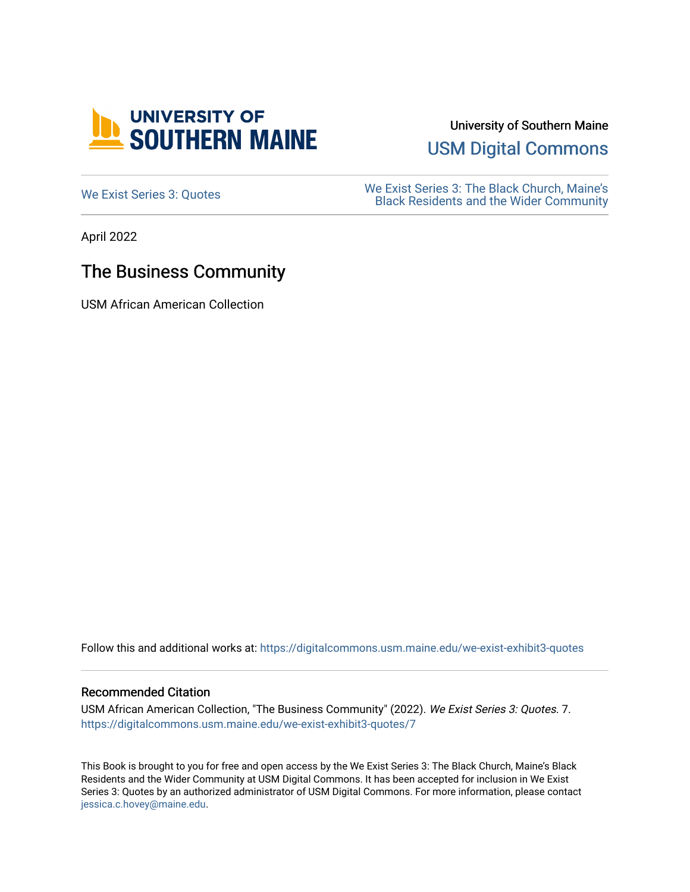University of Southern Maine

USM Digital Commons

We Exist Series 3: Quotes

We Exist Series 3: The Black Church, Maine's Black Residents and the Wider Community

April 2022

# The Business Community

USM African American Collection

Follow this and additional works at: https://digitalcommons.usm.maine.edu/we-exist-exhibit3-quotes

## Recommended Citation

USM African American Collection, "The Business Community" (2022). *We Exist Series 3: Quotes.* 7.
https://digitalcommons.usm.maine.edu/we-exist-exhibit3-quotes/7

This Book is brought to you for free and open access by the We Exist Series 3: The Black Church, Maine's Black Residents and the Wider Community at USM Digital Commons. It has been accepted for inclusion in We Exist Series 3: Quotes by an authorized administrator of USM Digital Commons. For more information, please contact jessica.c.hovey@maine.edu.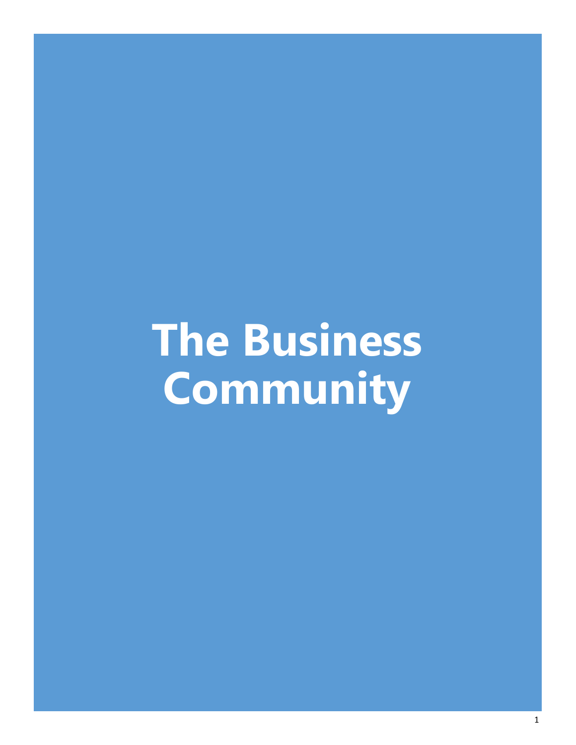# The Business Community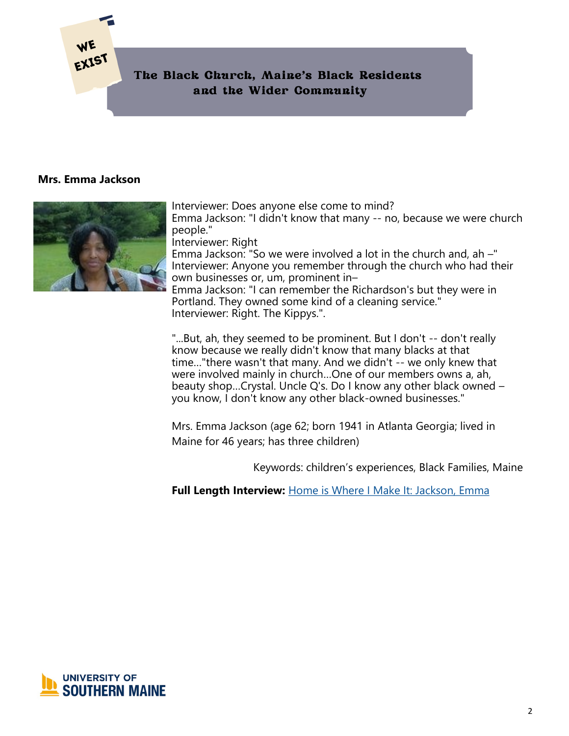WE EXIST

# The Black Church, Maine's Black Residents and the Wider Community

### Mrs. Emma Jackson

Interviewer: Does anyone else come to mind?
Emma Jackson: "I didn't know that many -- no, because we were church people."
Interviewer: Right
Emma Jackson: "So we were involved a lot in the church and, ah –"
Interviewer: Anyone you remember through the church who had their own businesses or, um, prominent in–
Emma Jackson: "I can remember the Richardson's but they were in Portland. They owned some kind of a cleaning service."
Interviewer: Right. The Kippys.".

"...But, ah, they seemed to be prominent. But I don't -- don't really know because we really didn't know that many blacks at that time..."there wasn't that many. And we didn't -- we only knew that were involved mainly in church...One of our members owns a, ah, beauty shop...Crystal. Uncle Q's. Do I know any other black owned – you know, I don't know any other black-owned businesses."

Mrs. Emma Jackson (age 62; born 1941 in Atlanta Georgia; lived in Maine for 46 years; has three children)

Keywords: children's experiences, Black Families, Maine

**Full Length Interview:** [Home is Where I Make It: Jackson, Emma]

UNIVERSITY OF SOUTHERN MAINE